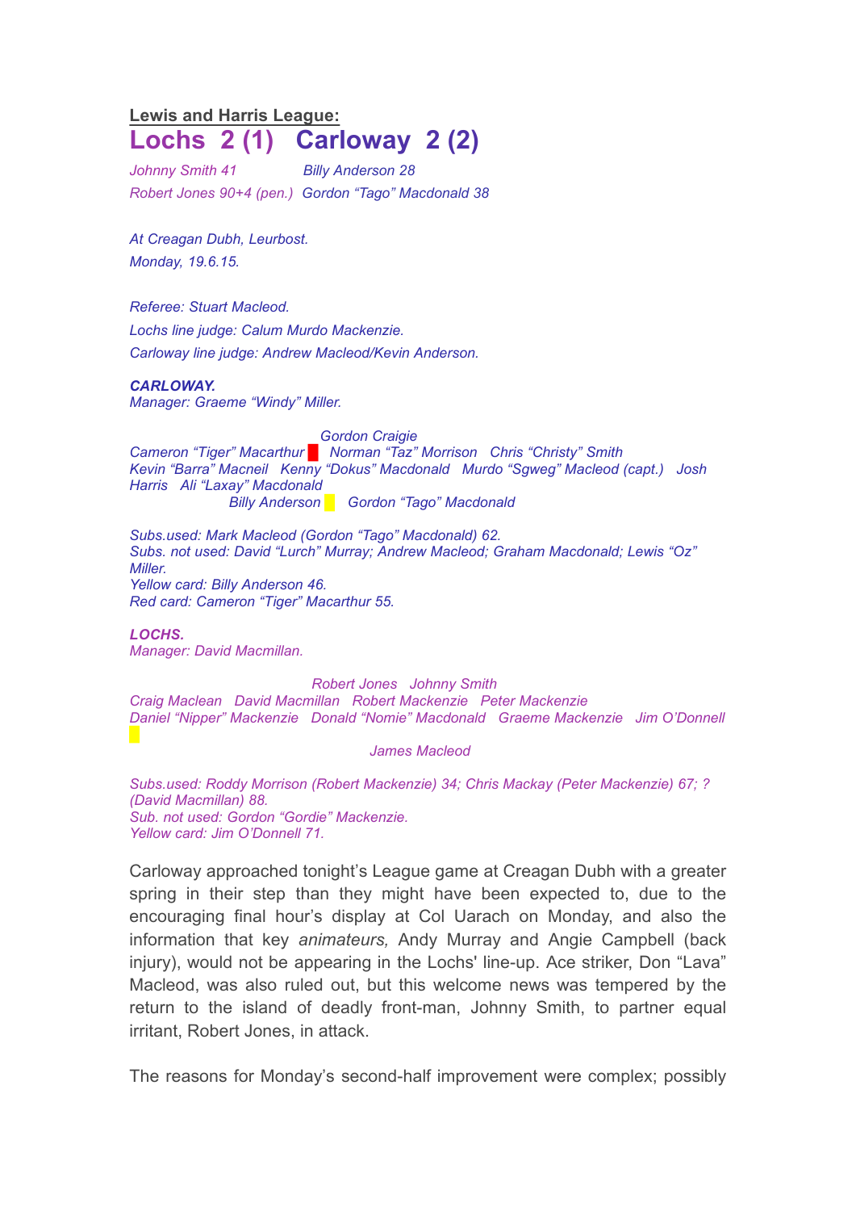## Lewis and Harris League:

# Lochs 2 (1) Carloway 2 (2)

*Johnny Smith 41* *Billy Anderson 28*
*Robert Jones 90+4 (pen.)* *Gordon "Tago" Macdonald 38*

*At Creagan Dubh, Leurbost.*
*Monday, 19.6.15.*

*Referee: Stuart Macleod.*
*Lochs line judge: Calum Murdo Mackenzie.*
*Carloway line judge: Andrew Macleod/Kevin Anderson.*

***CARLOWAY.***
*Manager: Graeme "Windy" Miller.*

*Gordon Craigie*
*Cameron "Tiger" Macarthur* (red card) *Norman "Taz" Morrison Chris "Christy" Smith*
*Kevin "Barra" Macneil Kenny "Dokus" Macdonald Murdo "Sgweg" Macleod (capt.) Josh Harris Ali "Laxay" Macdonald*
*Billy Anderson* (yellow card) *Gordon "Tago" Macdonald*

*Subs.used: Mark Macleod (Gordon "Tago" Macdonald) 62.*
*Subs. not used: David "Lurch" Murray; Andrew Macleod; Graham Macdonald; Lewis "Oz" Miller.*
*Yellow card: Billy Anderson 46.*
*Red card: Cameron "Tiger" Macarthur 55.*

***LOCHS.***
*Manager: David Macmillan.*

*Robert Jones Johnny Smith*
*Craig Maclean David Macmillan Robert Mackenzie Peter Mackenzie*
*Daniel "Nipper" Mackenzie Donald "Nomie" Macdonald Graeme Mackenzie Jim O'Donnell* (yellow card)
*James Macleod*

*Subs.used: Roddy Morrison (Robert Mackenzie) 34; Chris Mackay (Peter Mackenzie) 67; ? (David Macmillan) 88.*
*Sub. not used: Gordon "Gordie" Mackenzie.*
*Yellow card: Jim O'Donnell 71.*

Carloway approached tonight's League game at Creagan Dubh with a greater spring in their step than they might have been expected to, due to the encouraging final hour's display at Col Uarach on Monday, and also the information that key *animateurs,* Andy Murray and Angie Campbell (back injury), would not be appearing in the Lochs' line-up. Ace striker, Don "Lava" Macleod, was also ruled out, but this welcome news was tempered by the return to the island of deadly front-man, Johnny Smith, to partner equal irritant, Robert Jones, in attack.

The reasons for Monday's second-half improvement were complex; possibly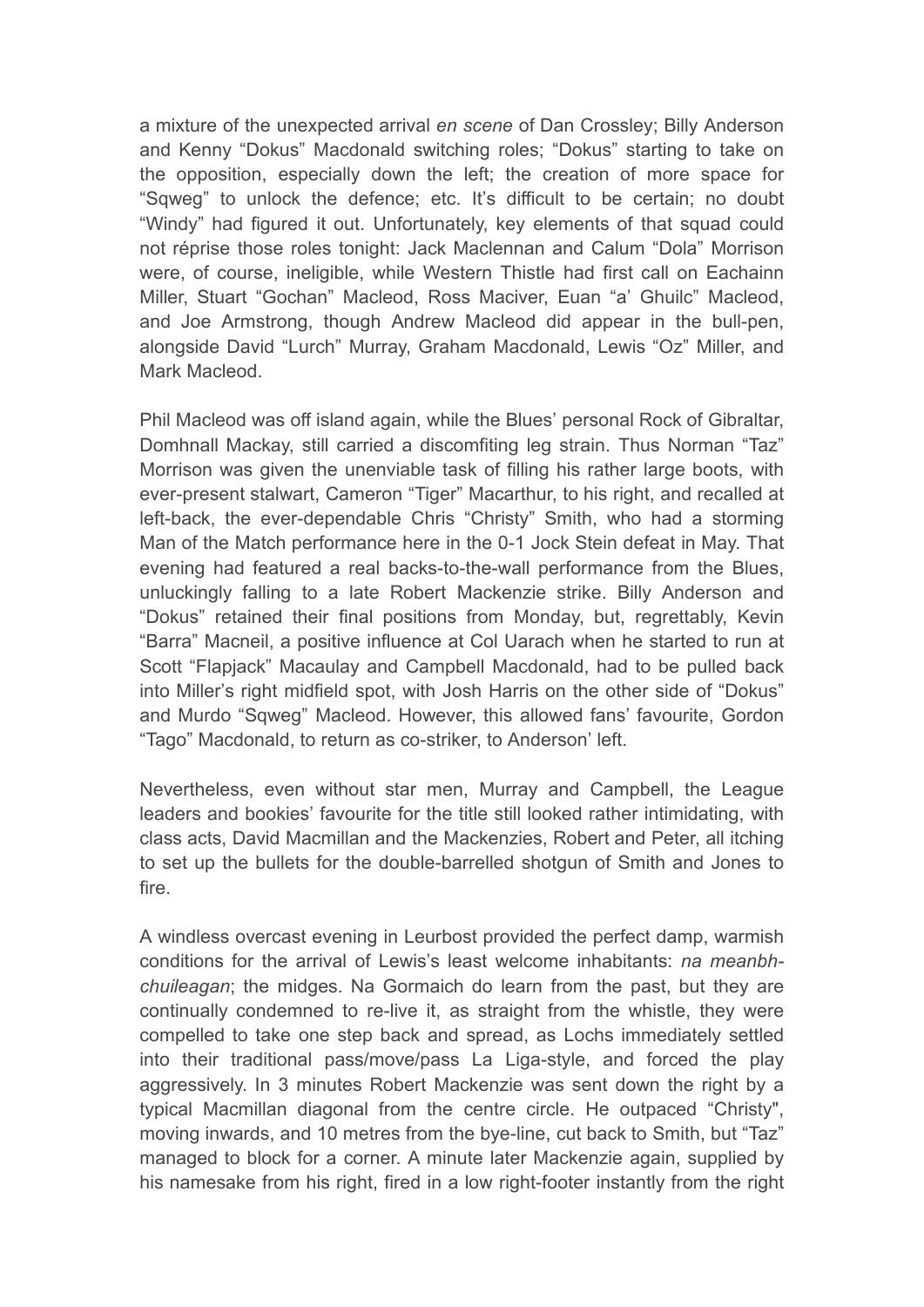a mixture of the unexpected arrival *en scene* of Dan Crossley; Billy Anderson and Kenny "Dokus" Macdonald switching roles; "Dokus" starting to take on the opposition, especially down the left; the creation of more space for "Sqweg" to unlock the defence; etc. It's difficult to be certain; no doubt "Windy" had figured it out. Unfortunately, key elements of that squad could not réprise those roles tonight: Jack Maclennan and Calum "Dola" Morrison were, of course, ineligible, while Western Thistle had first call on Eachainn Miller, Stuart "Gochan" Macleod, Ross Maciver, Euan "a' Ghuilc" Macleod, and Joe Armstrong, though Andrew Macleod did appear in the bull-pen, alongside David "Lurch" Murray, Graham Macdonald, Lewis "Oz" Miller, and Mark Macleod.

Phil Macleod was off island again, while the Blues' personal Rock of Gibraltar, Domhnall Mackay, still carried a discomfiting leg strain. Thus Norman "Taz" Morrison was given the unenviable task of filling his rather large boots, with ever-present stalwart, Cameron "Tiger" Macarthur, to his right, and recalled at left-back, the ever-dependable Chris "Christy" Smith, who had a storming Man of the Match performance here in the 0-1 Jock Stein defeat in May. That evening had featured a real backs-to-the-wall performance from the Blues, unluckingly falling to a late Robert Mackenzie strike. Billy Anderson and "Dokus" retained their final positions from Monday, but, regrettably, Kevin "Barra" Macneil, a positive influence at Col Uarach when he started to run at Scott "Flapjack" Macaulay and Campbell Macdonald, had to be pulled back into Miller's right midfield spot, with Josh Harris on the other side of "Dokus" and Murdo "Sqweg" Macleod. However, this allowed fans' favourite, Gordon "Tago" Macdonald, to return as co-striker, to Anderson' left.

Nevertheless, even without star men, Murray and Campbell, the League leaders and bookies' favourite for the title still looked rather intimidating, with class acts, David Macmillan and the Mackenzies, Robert and Peter, all itching to set up the bullets for the double-barrelled shotgun of Smith and Jones to fire.

A windless overcast evening in Leurbost provided the perfect damp, warmish conditions for the arrival of Lewis's least welcome inhabitants: *na meanbh-chuileagan*; the midges. Na Gormaich do learn from the past, but they are continually condemned to re-live it, as straight from the whistle, they were compelled to take one step back and spread, as Lochs immediately settled into their traditional pass/move/pass La Liga-style, and forced the play aggressively. In 3 minutes Robert Mackenzie was sent down the right by a typical Macmillan diagonal from the centre circle. He outpaced "Christy", moving inwards, and 10 metres from the bye-line, cut back to Smith, but "Taz" managed to block for a corner. A minute later Mackenzie again, supplied by his namesake from his right, fired in a low right-footer instantly from the right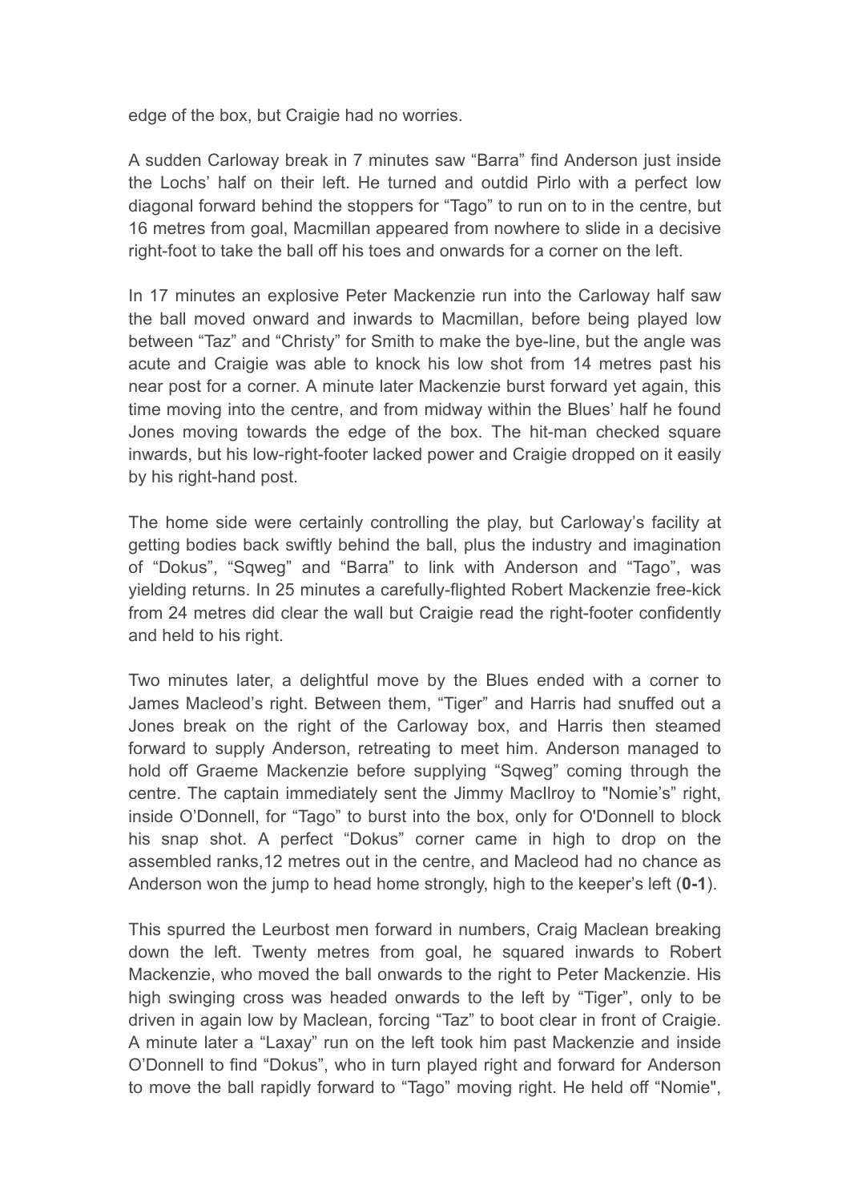edge of the box, but Craigie had no worries.

A sudden Carloway break in 7 minutes saw "Barra" find Anderson just inside the Lochs' half on their left. He turned and outdid Pirlo with a perfect low diagonal forward behind the stoppers for "Tago" to run on to in the centre, but 16 metres from goal, Macmillan appeared from nowhere to slide in a decisive right-foot to take the ball off his toes and onwards for a corner on the left.

In 17 minutes an explosive Peter Mackenzie run into the Carloway half saw the ball moved onward and inwards to Macmillan, before being played low between "Taz" and "Christy" for Smith to make the bye-line, but the angle was acute and Craigie was able to knock his low shot from 14 metres past his near post for a corner. A minute later Mackenzie burst forward yet again, this time moving into the centre, and from midway within the Blues' half he found Jones moving towards the edge of the box. The hit-man checked square inwards, but his low-right-footer lacked power and Craigie dropped on it easily by his right-hand post.

The home side were certainly controlling the play, but Carloway's facility at getting bodies back swiftly behind the ball, plus the industry and imagination of "Dokus", "Sqweg" and "Barra" to link with Anderson and "Tago", was yielding returns. In 25 minutes a carefully-flighted Robert Mackenzie free-kick from 24 metres did clear the wall but Craigie read the right-footer confidently and held to his right.

Two minutes later, a delightful move by the Blues ended with a corner to James Macleod's right. Between them, "Tiger" and Harris had snuffed out a Jones break on the right of the Carloway box, and Harris then steamed forward to supply Anderson, retreating to meet him. Anderson managed to hold off Graeme Mackenzie before supplying "Sqweg" coming through the centre. The captain immediately sent the Jimmy MacIlroy to "Nomie's" right, inside O'Donnell, for "Tago" to burst into the box, only for O'Donnell to block his snap shot. A perfect "Dokus" corner came in high to drop on the assembled ranks,12 metres out in the centre, and Macleod had no chance as Anderson won the jump to head home strongly, high to the keeper's left (**0-1**).

This spurred the Leurbost men forward in numbers, Craig Maclean breaking down the left. Twenty metres from goal, he squared inwards to Robert Mackenzie, who moved the ball onwards to the right to Peter Mackenzie. His high swinging cross was headed onwards to the left by "Tiger", only to be driven in again low by Maclean, forcing "Taz" to boot clear in front of Craigie. A minute later a "Laxay" run on the left took him past Mackenzie and inside O'Donnell to find "Dokus", who in turn played right and forward for Anderson to move the ball rapidly forward to "Tago" moving right. He held off "Nomie",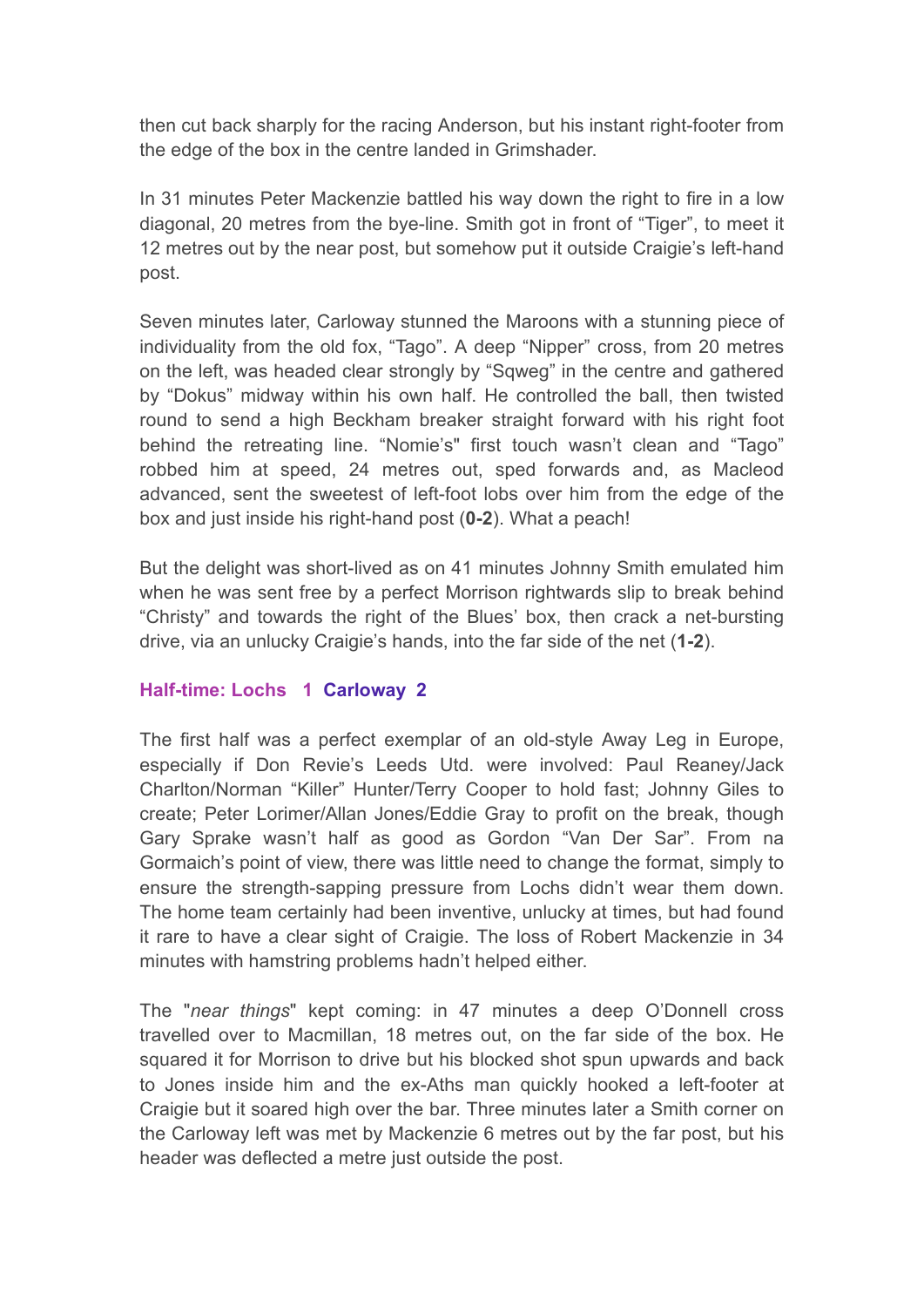then cut back sharply for the racing Anderson, but his instant right-footer from the edge of the box in the centre landed in Grimshader.

In 31 minutes Peter Mackenzie battled his way down the right to fire in a low diagonal, 20 metres from the bye-line. Smith got in front of "Tiger", to meet it 12 metres out by the near post, but somehow put it outside Craigie's left-hand post.

Seven minutes later, Carloway stunned the Maroons with a stunning piece of individuality from the old fox, "Tago". A deep "Nipper" cross, from 20 metres on the left, was headed clear strongly by "Sqweg" in the centre and gathered by "Dokus" midway within his own half. He controlled the ball, then twisted round to send a high Beckham breaker straight forward with his right foot behind the retreating line. "Nomie's" first touch wasn't clean and "Tago" robbed him at speed, 24 metres out, sped forwards and, as Macleod advanced, sent the sweetest of left-foot lobs over him from the edge of the box and just inside his right-hand post (**0-2**). What a peach!

But the delight was short-lived as on 41 minutes Johnny Smith emulated him when he was sent free by a perfect Morrison rightwards slip to break behind "Christy" and towards the right of the Blues' box, then crack a net-bursting drive, via an unlucky Craigie's hands, into the far side of the net (**1-2**).

**Half-time: Lochs 1 Carloway 2**

The first half was a perfect exemplar of an old-style Away Leg in Europe, especially if Don Revie's Leeds Utd. were involved: Paul Reaney/Jack Charlton/Norman "Killer" Hunter/Terry Cooper to hold fast; Johnny Giles to create; Peter Lorimer/Allan Jones/Eddie Gray to profit on the break, though Gary Sprake wasn't half as good as Gordon "Van Der Sar". From na Gormaich's point of view, there was little need to change the format, simply to ensure the strength-sapping pressure from Lochs didn't wear them down. The home team certainly had been inventive, unlucky at times, but had found it rare to have a clear sight of Craigie. The loss of Robert Mackenzie in 34 minutes with hamstring problems hadn't helped either.

The "*near things*" kept coming: in 47 minutes a deep O'Donnell cross travelled over to Macmillan, 18 metres out, on the far side of the box. He squared it for Morrison to drive but his blocked shot spun upwards and back to Jones inside him and the ex-Aths man quickly hooked a left-footer at Craigie but it soared high over the bar. Three minutes later a Smith corner on the Carloway left was met by Mackenzie 6 metres out by the far post, but his header was deflected a metre just outside the post.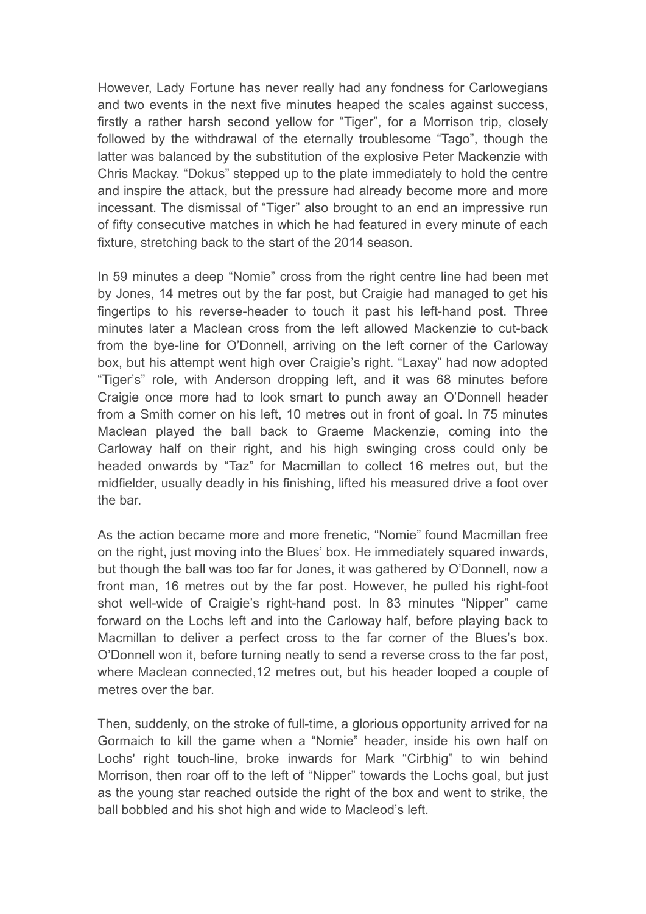However, Lady Fortune has never really had any fondness for Carlowegians and two events in the next five minutes heaped the scales against success, firstly a rather harsh second yellow for "Tiger", for a Morrison trip, closely followed by the withdrawal of the eternally troublesome "Tago", though the latter was balanced by the substitution of the explosive Peter Mackenzie with Chris Mackay. "Dokus" stepped up to the plate immediately to hold the centre and inspire the attack, but the pressure had already become more and more incessant. The dismissal of "Tiger" also brought to an end an impressive run of fifty consecutive matches in which he had featured in every minute of each fixture, stretching back to the start of the 2014 season.

In 59 minutes a deep "Nomie" cross from the right centre line had been met by Jones, 14 metres out by the far post, but Craigie had managed to get his fingertips to his reverse-header to touch it past his left-hand post. Three minutes later a Maclean cross from the left allowed Mackenzie to cut-back from the bye-line for O'Donnell, arriving on the left corner of the Carloway box, but his attempt went high over Craigie's right. "Laxay" had now adopted "Tiger's" role, with Anderson dropping left, and it was 68 minutes before Craigie once more had to look smart to punch away an O'Donnell header from a Smith corner on his left, 10 metres out in front of goal. In 75 minutes Maclean played the ball back to Graeme Mackenzie, coming into the Carloway half on their right, and his high swinging cross could only be headed onwards by "Taz" for Macmillan to collect 16 metres out, but the midfielder, usually deadly in his finishing, lifted his measured drive a foot over the bar.

As the action became more and more frenetic, "Nomie" found Macmillan free on the right, just moving into the Blues' box. He immediately squared inwards, but though the ball was too far for Jones, it was gathered by O'Donnell, now a front man, 16 metres out by the far post. However, he pulled his right-foot shot well-wide of Craigie's right-hand post. In 83 minutes "Nipper" came forward on the Lochs left and into the Carloway half, before playing back to Macmillan to deliver a perfect cross to the far corner of the Blues's box. O'Donnell won it, before turning neatly to send a reverse cross to the far post, where Maclean connected,12 metres out, but his header looped a couple of metres over the bar.

Then, suddenly, on the stroke of full-time, a glorious opportunity arrived for na Gormaich to kill the game when a "Nomie" header, inside his own half on Lochs' right touch-line, broke inwards for Mark "Cirbhig" to win behind Morrison, then roar off to the left of "Nipper" towards the Lochs goal, but just as the young star reached outside the right of the box and went to strike, the ball bobbled and his shot high and wide to Macleod's left.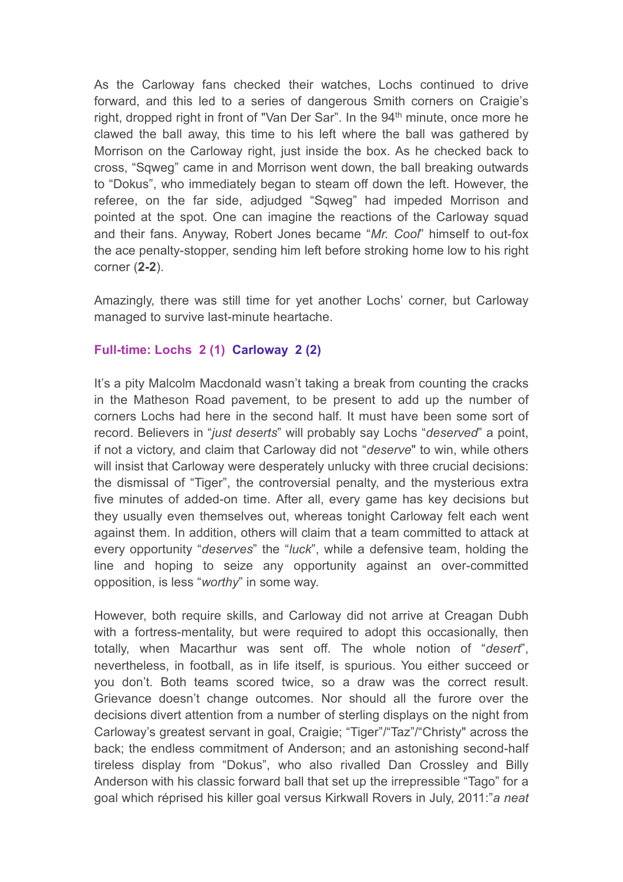As the Carloway fans checked their watches, Lochs continued to drive forward, and this led to a series of dangerous Smith corners on Craigie's right, dropped right in front of "Van Der Sar". In the 94th minute, once more he clawed the ball away, this time to his left where the ball was gathered by Morrison on the Carloway right, just inside the box. As he checked back to cross, "Sqweg" came in and Morrison went down, the ball breaking outwards to "Dokus", who immediately began to steam off down the left. However, the referee, on the far side, adjudged "Sqweg" had impeded Morrison and pointed at the spot. One can imagine the reactions of the Carloway squad and their fans. Anyway, Robert Jones became "*Mr. Cool*" himself to out-fox the ace penalty-stopper, sending him left before stroking home low to his right corner (**2-2**).

Amazingly, there was still time for yet another Lochs' corner, but Carloway managed to survive last-minute heartache.

**Full-time: Lochs 2 (1) Carloway 2 (2)**

It's a pity Malcolm Macdonald wasn't taking a break from counting the cracks in the Matheson Road pavement, to be present to add up the number of corners Lochs had here in the second half. It must have been some sort of record. Believers in "*just deserts*" will probably say Lochs "*deserved*" a point, if not a victory, and claim that Carloway did not "*deserve*" to win, while others will insist that Carloway were desperately unlucky with three crucial decisions: the dismissal of "Tiger", the controversial penalty, and the mysterious extra five minutes of added-on time. After all, every game has key decisions but they usually even themselves out, whereas tonight Carloway felt each went against them. In addition, others will claim that a team committed to attack at every opportunity "*deserves*" the "*luck*", while a defensive team, holding the line and hoping to seize any opportunity against an over-committed opposition, is less "*worthy*" in some way.

However, both require skills, and Carloway did not arrive at Creagan Dubh with a fortress-mentality, but were required to adopt this occasionally, then totally, when Macarthur was sent off. The whole notion of "*desert*", nevertheless, in football, as in life itself, is spurious. You either succeed or you don't. Both teams scored twice, so a draw was the correct result. Grievance doesn't change outcomes. Nor should all the furore over the decisions divert attention from a number of sterling displays on the night from Carloway's greatest servant in goal, Craigie; "Tiger"/"Taz"/"Christy" across the back; the endless commitment of Anderson; and an astonishing second-half tireless display from "Dokus", who also rivalled Dan Crossley and Billy Anderson with his classic forward ball that set up the irrepressible "Tago" for a goal which réprised his killer goal versus Kirkwall Rovers in July, 2011:"*a neat*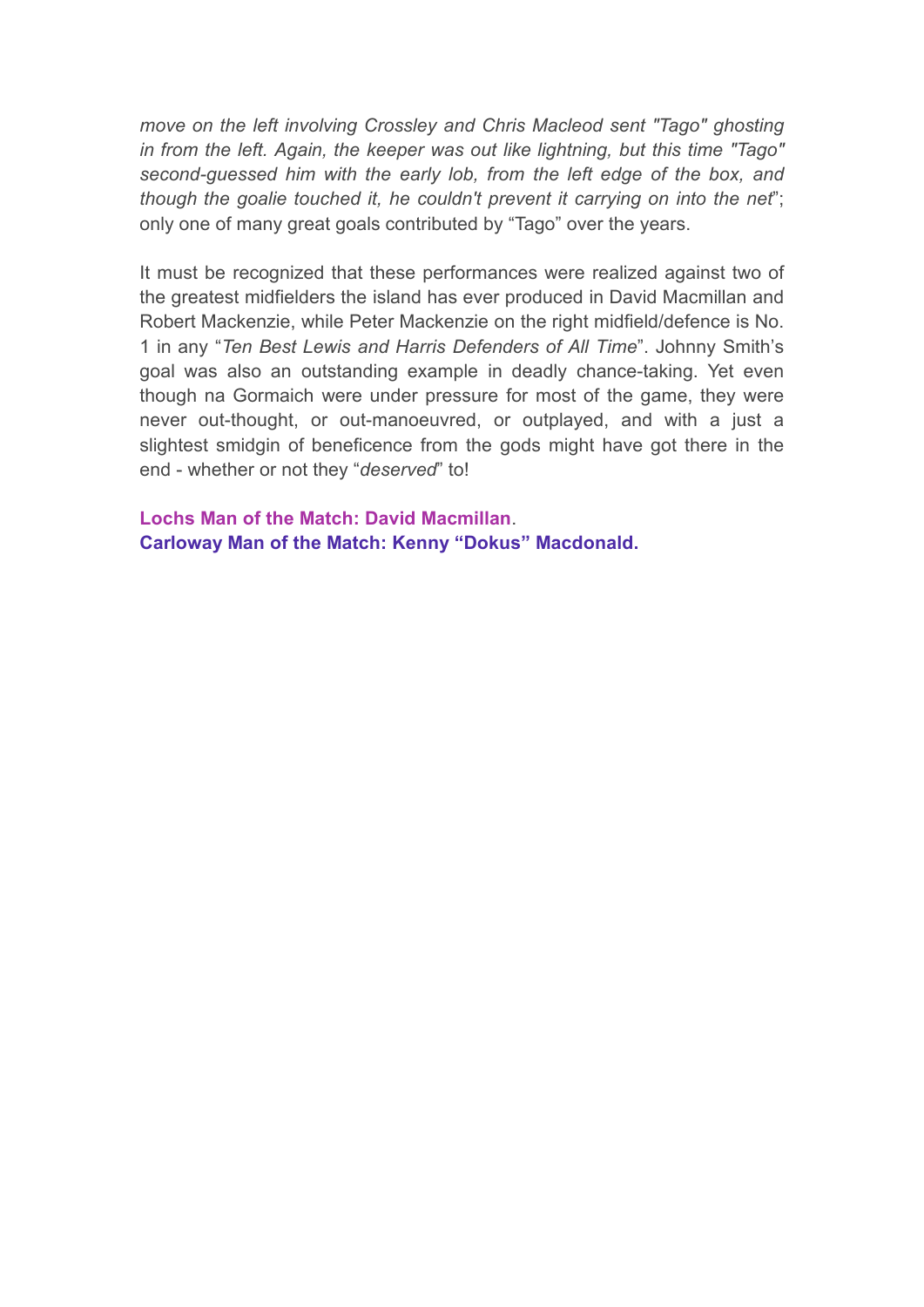*move on the left involving Crossley and Chris Macleod sent "Tago" ghosting in from the left. Again, the keeper was out like lightning, but this time "Tago" second-guessed him with the early lob, from the left edge of the box, and though the goalie touched it, he couldn't prevent it carrying on into the net*"; only one of many great goals contributed by "Tago" over the years.

It must be recognized that these performances were realized against two of the greatest midfielders the island has ever produced in David Macmillan and Robert Mackenzie, while Peter Mackenzie on the right midfield/defence is No. 1 in any "*Ten Best Lewis and Harris Defenders of All Time*". Johnny Smith's goal was also an outstanding example in deadly chance-taking. Yet even though na Gormaich were under pressure for most of the game, they were never out-thought, or out-manoeuvred, or outplayed, and with a just a slightest smidgin of beneficence from the gods might have got there in the end - whether or not they "*deserved*" to!

**Lochs Man of the Match: David Macmillan**.
**Carloway Man of the Match: Kenny "Dokus" Macdonald.**